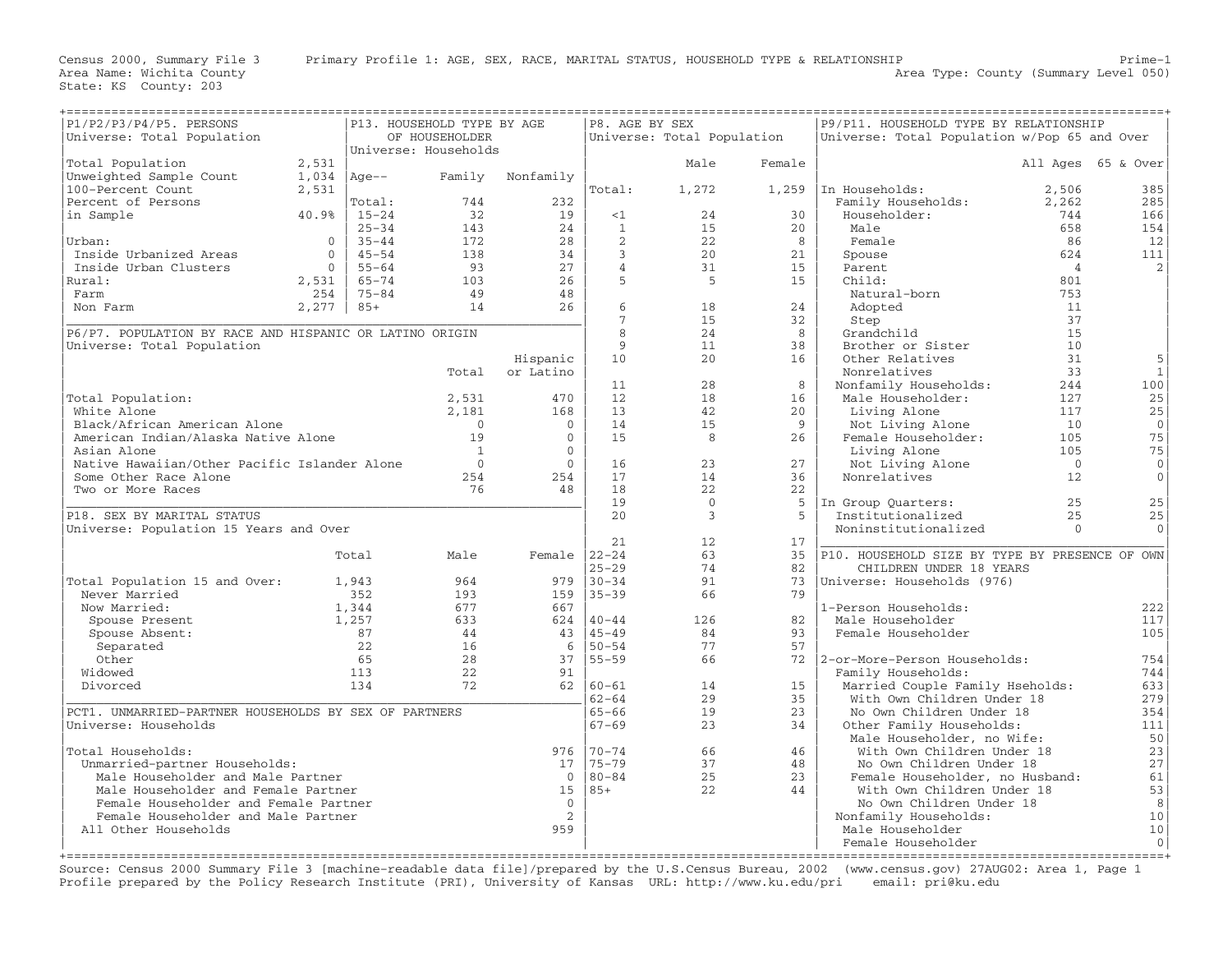Census 2000, Summary File 3 — Primary Profile 1: AGE, SEX, RACE, MARITAL STATUS, HOUSEHOLD TYPE & RELATIONSHIP — Prime-1

Area Name: Wichita County — Area Type: County (Summary Level 050)

State: KS County: 203

## P1/P2/P3/P4/P5. PERSONS

Universe: Total Population

| | |
|---|---|
| Total Population | 2,531 |
| Unweighted Sample Count | 1,034 |
| 100-Percent Count | 2,531 |
| Percent of Persons in Sample | 40.9% |
| Urban: | 0 |
| Inside Urbanized Areas | 0 |
| Inside Urban Clusters | 0 |
| Rural: | 2,531 |
| Farm | 254 |
| Non Farm | 2,277 |

## P13. HOUSEHOLD TYPE BY AGE OF HOUSEHOLDER

Universe: Households

| Age-- | Family | Nonfamily |
|---|---|---|
| Total: | 744 | 232 |
| 15-24 | 32 | 19 |
| 25-34 | 143 | 24 |
| 35-44 | 172 | 28 |
| 45-54 | 138 | 34 |
| 55-64 | 93 | 27 |
| 65-74 | 103 | 26 |
| 75-84 | 49 | 48 |
| 85+ | 14 | 26 |

## P6/P7. POPULATION BY RACE AND HISPANIC OR LATINO ORIGIN

Universe: Total Population

| | Total | Hispanic or Latino |
|---|---|---|
| Total Population: | 2,531 | 470 |
| White Alone | 2,181 | 168 |
| Black/African American Alone | 0 | 0 |
| American Indian/Alaska Native Alone | 19 | 0 |
| Asian Alone | 1 | 0 |
| Native Hawaiian/Other Pacific Islander Alone | 0 | 0 |
| Some Other Race Alone | 254 | 254 |
| Two or More Races | 76 | 48 |

## P18. SEX BY MARITAL STATUS

Universe: Population 15 Years and Over

| | Total | Male | Female |
|---|---|---|---|
| Total Population 15 and Over: | 1,943 | 964 | 979 |
| Never Married | 352 | 193 | 159 |
| Now Married: | 1,344 | 677 | 667 |
| Spouse Present | 1,257 | 633 | 624 |
| Spouse Absent: | 87 | 44 | 43 |
| Separated | 22 | 16 | 6 |
| Other | 65 | 28 | 37 |
| Widowed | 113 | 22 | 91 |
| Divorced | 134 | 72 | 62 |

## PCT1. UNMARRIED-PARTNER HOUSEHOLDS BY SEX OF PARTNERS

Universe: Households

| | |
|---|---|
| Total Households: | 976 |
| Unmarried-partner Households: | 17 |
| Male Householder and Male Partner | 0 |
| Male Householder and Female Partner | 15 |
| Female Householder and Female Partner | 0 |
| Female Householder and Male Partner | 2 |
| All Other Households | 959 |

## P8. AGE BY SEX

Universe: Total Population

| | Male | Female |
|---|---|---|
| Total: | 1,272 | 1,259 |
| <1 | 24 | 30 |
| 1 | 15 | 20 |
| 2 | 22 | 8 |
| 3 | 20 | 21 |
| 4 | 31 | 15 |
| 5 | 5 | 15 |
| 6 | 18 | 24 |
| 7 | 15 | 32 |
| 8 | 24 | 8 |
| 9 | 11 | 38 |
| 10 | 20 | 16 |
| 11 | 28 | 8 |
| 12 | 18 | 16 |
| 13 | 42 | 20 |
| 14 | 15 | 9 |
| 15 | 8 | 26 |
| 16 | 23 | 27 |
| 17 | 14 | 36 |
| 18 | 22 | 22 |
| 19 | 0 | 5 |
| 20 | 3 | 5 |
| 21 | 12 | 17 |
| 22-24 | 63 | 35 |
| 25-29 | 74 | 82 |
| 30-34 | 91 | 73 |
| 35-39 | 66 | 79 |
| 40-44 | 126 | 82 |
| 45-49 | 84 | 93 |
| 50-54 | 77 | 57 |
| 55-59 | 66 | 72 |
| 60-61 | 14 | 15 |
| 62-64 | 29 | 35 |
| 65-66 | 19 | 23 |
| 67-69 | 23 | 34 |
| 70-74 | 66 | 46 |
| 75-79 | 37 | 48 |
| 80-84 | 25 | 23 |
| 85+ | 22 | 44 |

## P9/P11. HOUSEHOLD TYPE BY RELATIONSHIP

Universe: Total Population w/Pop 65 and Over

| | All Ages | 65 & Over |
|---|---|---|
| In Households: | 2,506 | 385 |
| Family Households: | 2,262 | 285 |
| Householder: | 744 | 166 |
| Male | 658 | 154 |
| Female | 86 | 12 |
| Spouse | 624 | 111 |
| Parent | 4 | 2 |
| Child: | 801 | |
| Natural-born | 753 | |
| Adopted | 11 | |
| Step | 37 | |
| Grandchild | 15 | |
| Brother or Sister | 10 | |
| Other Relatives | 31 | 5 |
| Nonrelatives | 33 | 1 |
| Nonfamily Households: | 244 | 100 |
| Male Householder: | 127 | 25 |
| Living Alone | 117 | 25 |
| Not Living Alone | 10 | 0 |
| Female Householder: | 105 | 75 |
| Living Alone | 105 | 75 |
| Not Living Alone | 0 | 0 |
| Nonrelatives | 12 | 0 |
| In Group Quarters: | 25 | 25 |
| Institutionalized | 25 | 25 |
| Noninstitutionalized | 0 | 0 |

## P10. HOUSEHOLD SIZE BY TYPE BY PRESENCE OF OWN CHILDREN UNDER 18 YEARS

Universe: Households (976)

| | |
|---|---|
| 1-Person Households: | 222 |
| Male Householder | 117 |
| Female Householder | 105 |
| 2-or-More-Person Households: | 754 |
| Family Households: | 744 |
| Married Couple Family Hseholds: | 633 |
| With Own Children Under 18 | 279 |
| No Own Children Under 18 | 354 |
| Other Family Households: | 111 |
| Male Householder, no Wife: | 50 |
| With Own Children Under 18 | 23 |
| No Own Children Under 18 | 27 |
| Female Householder, no Husband: | 61 |
| With Own Children Under 18 | 53 |
| No Own Children Under 18 | 8 |
| Nonfamily Households: | 10 |
| Male Householder | 10 |
| Female Householder | 0 |

Source: Census 2000 Summary File 3 [machine-readable data file]/prepared by the U.S.Census Bureau, 2002 (www.census.gov) 27AUG02: Area 1, Page 1
Profile prepared by the Policy Research Institute (PRI), University of Kansas URL: http://www.ku.edu/pri email: pri@ku.edu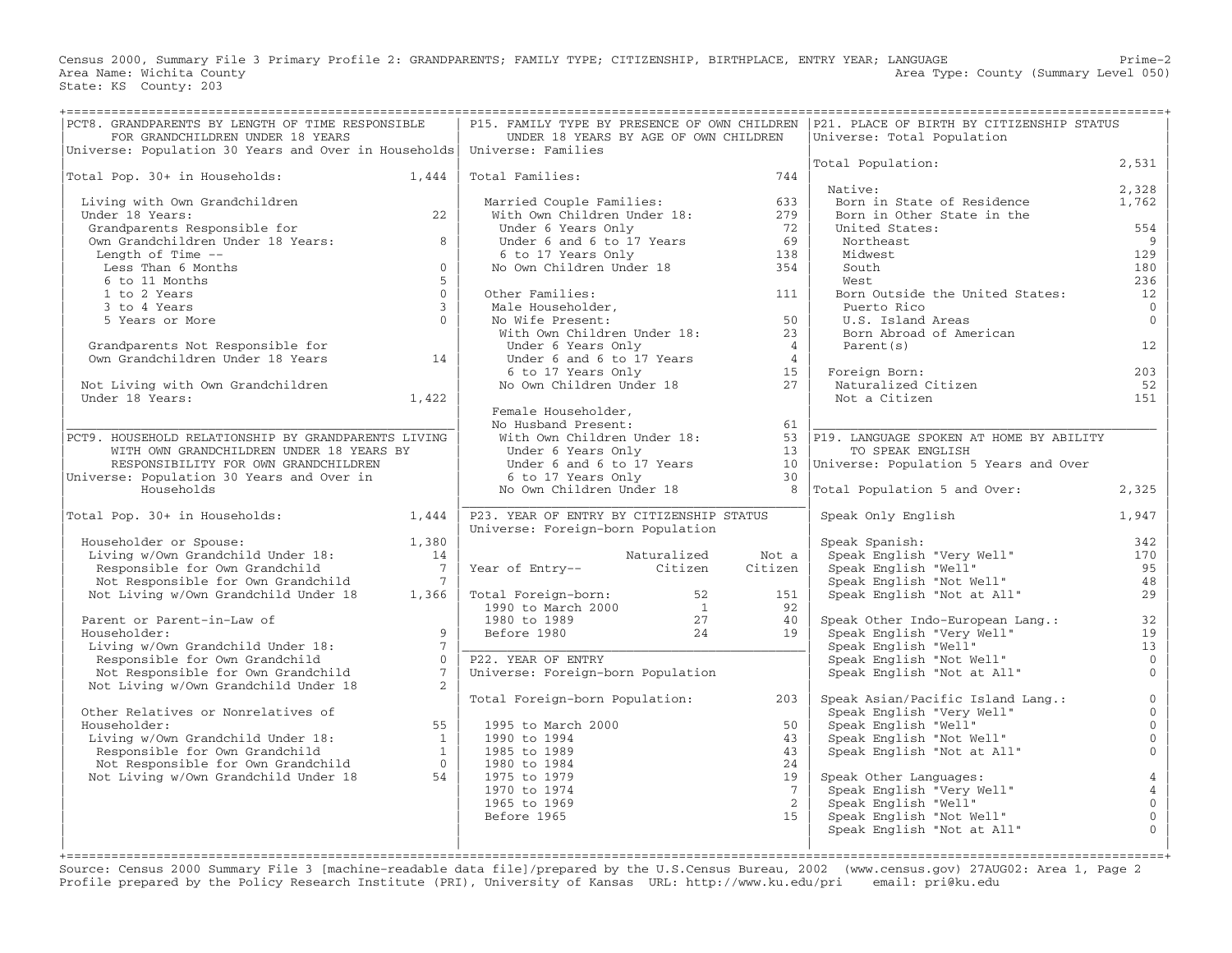Census 2000, Summary File 3 Primary Profile 2: GRANDPARENTS; FAMILY TYPE; CITIZENSHIP, BIRTHPLACE, ENTRY YEAR; LANGUAGE

Area Name: Wichita County — Area Type: County (Summary Level 050)

State: KS County: 203

## PCT8. GRANDPARENTS BY LENGTH OF TIME RESPONSIBLE FOR GRANDCHILDREN UNDER 18 YEARS

Universe: Population 30 Years and Over in Households

| | |
|---|---|
| Total Pop. 30+ in Households: | 1,444 |
| Living with Own Grandchildren Under 18 Years: | 22 |
| Grandparents Responsible for Own Grandchildren Under 18 Years: | 8 |
| Length of Time -- | |
| Less Than 6 Months | 0 |
| 6 to 11 Months | 5 |
| 1 to 2 Years | 0 |
| 3 to 4 Years | 3 |
| 5 Years or More | 0 |
| Grandparents Not Responsible for Own Grandchildren Under 18 Years | 14 |
| Not Living with Own Grandchildren Under 18 Years: | 1,422 |

## PCT9. HOUSEHOLD RELATIONSHIP BY GRANDPARENTS LIVING WITH OWN GRANDCHILDREN UNDER 18 YEARS BY RESPONSIBILITY FOR OWN GRANDCHILDREN

Universe: Population 30 Years and Over in Households

| | |
|---|---|
| Total Pop. 30+ in Households: | 1,444 |
| Householder or Spouse: | 1,380 |
| Living w/Own Grandchild Under 18: | 14 |
| Responsible for Own Grandchild | 7 |
| Not Responsible for Own Grandchild | 7 |
| Not Living w/Own Grandchild Under 18 | 1,366 |
| Parent or Parent-in-Law of Householder: | 9 |
| Living w/Own Grandchild Under 18: | 7 |
| Responsible for Own Grandchild | 0 |
| Not Responsible for Own Grandchild | 7 |
| Not Living w/Own Grandchild Under 18 | 2 |
| Other Relatives or Nonrelatives of Householder: | 55 |
| Living w/Own Grandchild Under 18: | 1 |
| Responsible for Own Grandchild | 1 |
| Not Responsible for Own Grandchild | 0 |
| Not Living w/Own Grandchild Under 18 | 54 |

## P15. FAMILY TYPE BY PRESENCE OF OWN CHILDREN UNDER 18 YEARS BY AGE OF OWN CHILDREN

Universe: Families

| | |
|---|---|
| Total Families: | 744 |
| Married Couple Families: | 633 |
| With Own Children Under 18: | 279 |
| Under 6 Years Only | 72 |
| Under 6 and 6 to 17 Years | 69 |
| 6 to 17 Years Only | 138 |
| No Own Children Under 18 | 354 |
| Other Families: | 111 |
| Male Householder, No Wife Present: | 50 |
| With Own Children Under 18: | 23 |
| Under 6 Years Only | 4 |
| Under 6 and 6 to 17 Years | 4 |
| 6 to 17 Years Only | 15 |
| No Own Children Under 18 | 27 |
| Female Householder, No Husband Present: | 61 |
| With Own Children Under 18: | 53 |
| Under 6 Years Only | 13 |
| Under 6 and 6 to 17 Years | 10 |
| 6 to 17 Years Only | 30 |
| No Own Children Under 18 | 8 |

## P23. YEAR OF ENTRY BY CITIZENSHIP STATUS

Universe: Foreign-born Population

| Year of Entry-- | Naturalized Citizen | Not a Citizen |
|---|---|---|
| Total Foreign-born: | 52 | 151 |
| 1990 to March 2000 | 1 | 92 |
| 1980 to 1989 | 27 | 40 |
| Before 1980 | 24 | 19 |

## P22. YEAR OF ENTRY

Universe: Foreign-born Population

| | |
|---|---|
| Total Foreign-born Population: | 203 |
| 1995 to March 2000 | 50 |
| 1990 to 1994 | 43 |
| 1985 to 1989 | 43 |
| 1980 to 1984 | 24 |
| 1975 to 1979 | 19 |
| 1970 to 1974 | 7 |
| 1965 to 1969 | 2 |
| Before 1965 | 15 |

## P21. PLACE OF BIRTH BY CITIZENSHIP STATUS

Universe: Total Population

| | |
|---|---|
| Total Population: | 2,531 |
| Native: | 2,328 |
| Born in State of Residence | 1,762 |
| Born in Other State in the United States: | 554 |
| Northeast | 9 |
| Midwest | 129 |
| South | 180 |
| West | 236 |
| Born Outside the United States: | 12 |
| Puerto Rico | 0 |
| U.S. Island Areas | 0 |
| Born Abroad of American Parent(s) | 12 |
| Foreign Born: | 203 |
| Naturalized Citizen | 52 |
| Not a Citizen | 151 |

## P19. LANGUAGE SPOKEN AT HOME BY ABILITY TO SPEAK ENGLISH

Universe: Population 5 Years and Over

| | |
|---|---|
| Total Population 5 and Over: | 2,325 |
| Speak Only English | 1,947 |
| Speak Spanish: | 342 |
| Speak English "Very Well" | 170 |
| Speak English "Well" | 95 |
| Speak English "Not Well" | 48 |
| Speak English "Not at All" | 29 |
| Speak Other Indo-European Lang.: | 32 |
| Speak English "Very Well" | 19 |
| Speak English "Well" | 13 |
| Speak English "Not Well" | 0 |
| Speak English "Not at All" | 0 |
| Speak Asian/Pacific Island Lang.: | 0 |
| Speak English "Very Well" | 0 |
| Speak English "Well" | 0 |
| Speak English "Not Well" | 0 |
| Speak English "Not at All" | 0 |
| Speak Other Languages: | 4 |
| Speak English "Very Well" | 4 |
| Speak English "Well" | 0 |
| Speak English "Not Well" | 0 |
| Speak English "Not at All" | 0 |

Source: Census 2000 Summary File 3 [machine-readable data file]/prepared by the U.S.Census Bureau, 2002 (www.census.gov) 27AUG02: Area 1, Page 2

Profile prepared by the Policy Research Institute (PRI), University of Kansas URL: http://www.ku.edu/pri email: pri@ku.edu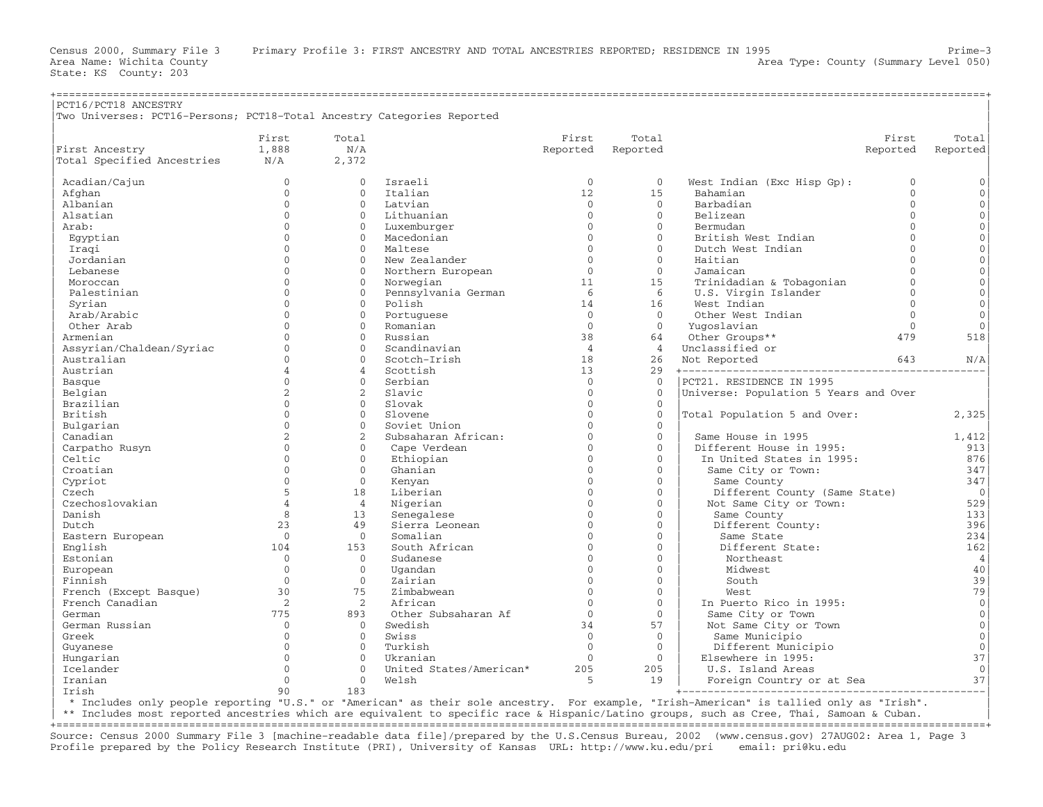Census 2000, Summary File 3 Primary Profile 3: FIRST ANCESTRY AND TOTAL ANCESTRIES REPORTED; RESIDENCE IN 1995 Prime-3
Area Name: Wichita County Area Type: County (Summary Level 050)
State: KS County: 203

## PCT16/PCT18 ANCESTRY

Two Universes: PCT16-Persons; PCT18-Total Ancestry Categories Reported

| | First | Total |
|---|---|---|
| First Ancestry | 1,888 | N/A |
| Total Specified Ancestries | N/A | 2,372 |

| Ancestry | First Reported | Total Reported |
|---|---|---|
| Acadian/Cajun | 0 | 0 |
| Afghan | 0 | 0 |
| Albanian | 0 | 0 |
| Alsatian | 0 | 0 |
| Arab: | 0 | 0 |
| Egyptian | 0 | 0 |
| Iraqi | 0 | 0 |
| Jordanian | 0 | 0 |
| Lebanese | 0 | 0 |
| Moroccan | 0 | 0 |
| Palestinian | 0 | 0 |
| Syrian | 0 | 0 |
| Arab/Arabic | 0 | 0 |
| Other Arab | 0 | 0 |
| Armenian | 0 | 0 |
| Assyrian/Chaldean/Syriac | 0 | 0 |
| Australian | 0 | 0 |
| Austrian | 4 | 4 |
| Basque | 0 | 0 |
| Belgian | 2 | 2 |
| Brazilian | 0 | 0 |
| British | 0 | 0 |
| Bulgarian | 0 | 0 |
| Canadian | 2 | 2 |
| Carpatho Rusyn | 0 | 0 |
| Celtic | 0 | 0 |
| Croatian | 0 | 0 |
| Cypriot | 0 | 0 |
| Czech | 5 | 18 |
| Czechoslovakian | 4 | 4 |
| Danish | 8 | 13 |
| Dutch | 23 | 49 |
| Eastern European | 0 | 0 |
| English | 104 | 153 |
| Estonian | 0 | 0 |
| European | 0 | 0 |
| Finnish | 0 | 0 |
| French (Except Basque) | 30 | 75 |
| French Canadian | 2 | 2 |
| German | 775 | 893 |
| German Russian | 0 | 0 |
| Greek | 0 | 0 |
| Guyanese | 0 | 0 |
| Hungarian | 0 | 0 |
| Icelander | 0 | 0 |
| Iranian | 0 | 0 |
| Irish | 90 | 183 |
| Israeli | 0 | 0 |
| Italian | 12 | 15 |
| Latvian | 0 | 0 |
| Lithuanian | 0 | 0 |
| Luxemburger | 0 | 0 |
| Macedonian | 0 | 0 |
| Maltese | 0 | 0 |
| New Zealander | 0 | 0 |
| Northern European | 0 | 0 |
| Norwegian | 11 | 15 |
| Pennsylvania German | 6 | 6 |
| Polish | 14 | 16 |
| Portuguese | 0 | 0 |
| Romanian | 0 | 0 |
| Russian | 38 | 64 |
| Scandinavian | 4 | 4 |
| Scotch-Irish | 18 | 26 |
| Scottish | 13 | 29 |
| Serbian | 0 | 0 |
| Slavic | 0 | 0 |
| Slovak | 0 | 0 |
| Slovene | 0 | 0 |
| Soviet Union | 0 | 0 |
| Subsaharan African: | 0 | 0 |
| Cape Verdean | 0 | 0 |
| Ethiopian | 0 | 0 |
| Ghanian | 0 | 0 |
| Kenyan | 0 | 0 |
| Liberian | 0 | 0 |
| Nigerian | 0 | 0 |
| Senegalese | 0 | 0 |
| Sierra Leonean | 0 | 0 |
| Somalian | 0 | 0 |
| South African | 0 | 0 |
| Sudanese | 0 | 0 |
| Ugandan | 0 | 0 |
| Zairian | 0 | 0 |
| Zimbabwean | 0 | 0 |
| African | 0 | 0 |
| Other Subsaharan Af | 0 | 0 |
| Swedish | 34 | 57 |
| Swiss | 0 | 0 |
| Turkish | 0 | 0 |
| Ukranian | 0 | 0 |
| United States/American* | 205 | 205 |
| Welsh | 5 | 19 |
| West Indian (Exc Hisp Gp): | 0 | 0 |
| Bahamian | 0 | 0 |
| Barbadian | 0 | 0 |
| Belizean | 0 | 0 |
| Bermudan | 0 | 0 |
| British West Indian | 0 | 0 |
| Dutch West Indian | 0 | 0 |
| Haitian | 0 | 0 |
| Jamaican | 0 | 0 |
| Trinidadian & Tobagonian | 0 | 0 |
| U.S. Virgin Islander | 0 | 0 |
| West Indian | 0 | 0 |
| Other West Indian | 0 | 0 |
| Yugoslavian | 0 | 0 |
| Other Groups** | 479 | 518 |
| Unclassified or Not Reported | 643 | N/A |

\* Includes only people reporting "U.S." or "American" as their sole ancestry. For example, "Irish-American" is tallied only as "Irish".
** Includes most reported ancestries which are equivalent to specific race & Hispanic/Latino groups, such as Cree, Thai, Samoan & Cuban.

## PCT21. RESIDENCE IN 1995

Universe: Population 5 Years and Over

| | |
|---|---|
| Total Population 5 and Over: | 2,325 |
| Same House in 1995 | 1,412 |
| Different House in 1995: | 913 |
| In United States in 1995: | 876 |
| Same City or Town: | 347 |
| Same County | 347 |
| Different County (Same State) | 0 |
| Not Same City or Town: | 529 |
| Same County | 133 |
| Different County: | 396 |
| Same State | 234 |
| Different State: | 162 |
| Northeast | 4 |
| Midwest | 40 |
| South | 39 |
| West | 79 |
| In Puerto Rico in 1995: | 0 |
| Same City or Town | 0 |
| Not Same City or Town | 0 |
| Same Municipio | 0 |
| Different Municipio | 0 |
| Elsewhere in 1995: | 37 |
| U.S. Island Areas | 0 |
| Foreign Country or at Sea | 37 |

Source: Census 2000 Summary File 3 [machine-readable data file]/prepared by the U.S.Census Bureau, 2002 (www.census.gov) 27AUG02: Area 1, Page 3
Profile prepared by the Policy Research Institute (PRI), University of Kansas URL: http://www.ku.edu/pri email: pri@ku.edu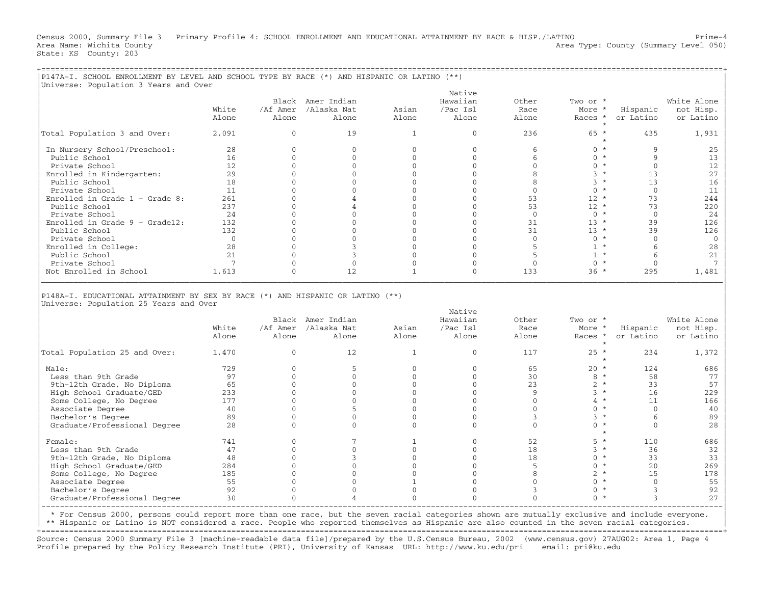Census 2000, Summary File 3 Primary Profile 4: SCHOOL ENROLLMENT AND EDUCATIONAL ATTAINMENT BY RACE & HISP./LATINO Prime-4
Area Name: Wichita County Area Type: County (Summary Level 050)
State: KS County: 203

## P147A-I. SCHOOL ENROLLMENT BY LEVEL AND SCHOOL TYPE BY RACE (*) AND HISPANIC OR LATINO (**)

Universe: Population 3 Years and Over

| | White Alone | Black /Af Amer Alone | Amer Indian /Alaska Nat Alone | Asian Alone | Native Hawaiian /Pac Isl Alone | Other Race Alone | Two or More Races * | Hispanic or Latino | White Alone not Hisp. or Latino |
|---|---|---|---|---|---|---|---|---|---|
| Total Population 3 and Over: | 2,091 | 0 | 19 | 1 | 0 | 236 | 65 | 435 | 1,931 |
| In Nursery School/Preschool: | 28 | 0 | 0 | 0 | 0 | 6 | 0 | 9 | 25 |
| Public School | 16 | 0 | 0 | 0 | 0 | 6 | 0 | 9 | 13 |
| Private School | 12 | 0 | 0 | 0 | 0 | 0 | 0 | 0 | 12 |
| Enrolled in Kindergarten: | 29 | 0 | 0 | 0 | 0 | 8 | 3 | 13 | 27 |
| Public School | 18 | 0 | 0 | 0 | 0 | 8 | 3 | 13 | 16 |
| Private School | 11 | 0 | 0 | 0 | 0 | 0 | 0 | 0 | 11 |
| Enrolled in Grade 1 - Grade 8: | 261 | 0 | 4 | 0 | 0 | 53 | 12 | 73 | 244 |
| Public School | 237 | 0 | 4 | 0 | 0 | 53 | 12 | 73 | 220 |
| Private School | 24 | 0 | 0 | 0 | 0 | 0 | 0 | 0 | 24 |
| Enrolled in Grade 9 - Grade12: | 132 | 0 | 0 | 0 | 0 | 31 | 13 | 39 | 126 |
| Public School | 132 | 0 | 0 | 0 | 0 | 31 | 13 | 39 | 126 |
| Private School | 0 | 0 | 0 | 0 | 0 | 0 | 0 | 0 | 0 |
| Enrolled in College: | 28 | 0 | 3 | 0 | 0 | 5 | 1 | 6 | 28 |
| Public School | 21 | 0 | 3 | 0 | 0 | 5 | 1 | 6 | 21 |
| Private School | 7 | 0 | 0 | 0 | 0 | 0 | 0 | 0 | 7 |
| Not Enrolled in School | 1,613 | 0 | 12 | 1 | 0 | 133 | 36 | 295 | 1,481 |

## P148A-I. EDUCATIONAL ATTAINMENT BY SEX BY RACE (*) AND HISPANIC OR LATINO (**)

Universe: Population 25 Years and Over

| | White Alone | Black /Af Amer Alone | Amer Indian /Alaska Nat Alone | Asian Alone | Native Hawaiian /Pac Isl Alone | Other Race Alone | Two or More Races * | Hispanic or Latino | White Alone not Hisp. or Latino |
|---|---|---|---|---|---|---|---|---|---|
| Total Population 25 and Over: | 1,470 | 0 | 12 | 1 | 0 | 117 | 25 | 234 | 1,372 |
| Male: | 729 | 0 | 5 | 0 | 0 | 65 | 20 | 124 | 686 |
| Less than 9th Grade | 97 | 0 | 0 | 0 | 0 | 30 | 8 | 58 | 77 |
| 9th-12th Grade, No Diploma | 65 | 0 | 0 | 0 | 0 | 23 | 2 | 33 | 57 |
| High School Graduate/GED | 233 | 0 | 0 | 0 | 0 | 9 | 3 | 16 | 229 |
| Some College, No Degree | 177 | 0 | 0 | 0 | 0 | 0 | 4 | 11 | 166 |
| Associate Degree | 40 | 0 | 5 | 0 | 0 | 0 | 0 | 0 | 40 |
| Bachelor's Degree | 89 | 0 | 0 | 0 | 0 | 3 | 3 | 6 | 89 |
| Graduate/Professional Degree | 28 | 0 | 0 | 0 | 0 | 0 | 0 | 0 | 28 |
| Female: | 741 | 0 | 7 | 1 | 0 | 52 | 5 | 110 | 686 |
| Less than 9th Grade | 47 | 0 | 0 | 0 | 0 | 18 | 3 | 36 | 32 |
| 9th-12th Grade, No Diploma | 48 | 0 | 3 | 0 | 0 | 18 | 0 | 33 | 33 |
| High School Graduate/GED | 284 | 0 | 0 | 0 | 0 | 5 | 0 | 20 | 269 |
| Some College, No Degree | 185 | 0 | 0 | 0 | 0 | 8 | 2 | 15 | 178 |
| Associate Degree | 55 | 0 | 0 | 1 | 0 | 0 | 0 | 0 | 55 |
| Bachelor's Degree | 92 | 0 | 0 | 0 | 0 | 3 | 0 | 3 | 92 |
| Graduate/Professional Degree | 30 | 0 | 4 | 0 | 0 | 0 | 0 | 3 | 27 |

* For Census 2000, persons could report more than one race, but the seven racial categories shown are mutually exclusive and include everyone.
** Hispanic or Latino is NOT considered a race. People who reported themselves as Hispanic are also counted in the seven racial categories.

Source: Census 2000 Summary File 3 [machine-readable data file]/prepared by the U.S.Census Bureau, 2002 (www.census.gov) 27AUG02: Area 1, Page 4
Profile prepared by the Policy Research Institute (PRI), University of Kansas URL: http://www.ku.edu/pri email: pri@ku.edu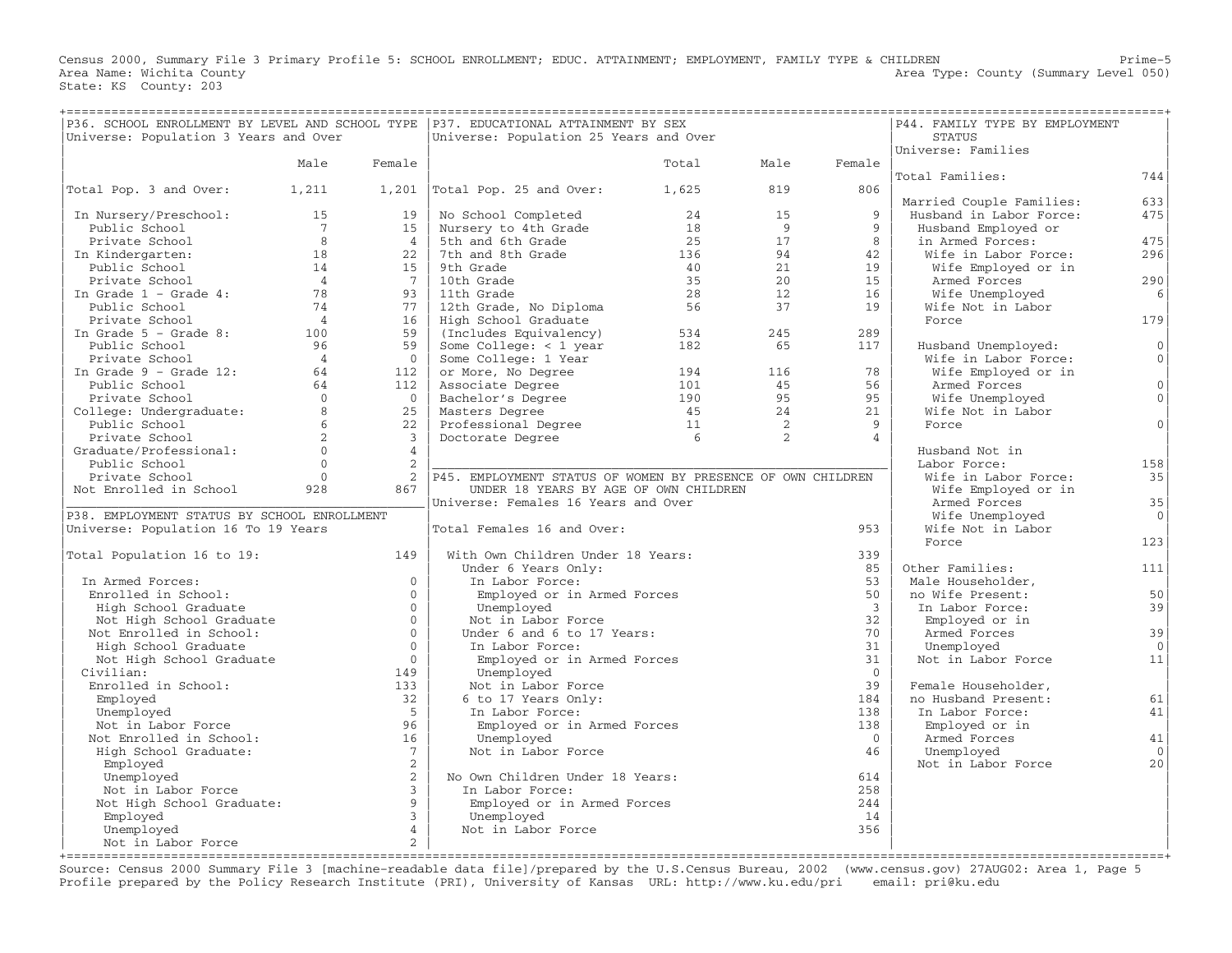Census 2000, Summary File 3 Primary Profile 5: SCHOOL ENROLLMENT; EDUC. ATTAINMENT; EMPLOYMENT, FAMILY TYPE & CHILDREN
Area Name: Wichita County
State: KS County: 203

Area Type: County (Summary Level 050)

## P36. SCHOOL ENROLLMENT BY LEVEL AND SCHOOL TYPE
Universe: Population 3 Years and Over

| | Male | Female |
|---|---|---|
| Total Pop. 3 and Over: | 1,211 | 1,201 |
| In Nursery/Preschool: | 15 | 19 |
| Public School | 7 | 15 |
| Private School | 8 | 4 |
| In Kindergarten: | 18 | 22 |
| Public School | 14 | 15 |
| Private School | 4 | 7 |
| In Grade 1 - Grade 4: | 78 | 93 |
| Public School | 74 | 77 |
| Private School | 4 | 16 |
| In Grade 5 - Grade 8: | 100 | 59 |
| Public School | 96 | 59 |
| Private School | 4 | 0 |
| In Grade 9 - Grade 12: | 64 | 112 |
| Public School | 64 | 112 |
| Private School | 0 | 0 |
| College: Undergraduate: | 8 | 25 |
| Public School | 6 | 22 |
| Private School | 2 | 3 |
| Graduate/Professional: | 0 | 4 |
| Public School | 0 | 2 |
| Private School | 0 | 2 |
| Not Enrolled in School | 928 | 867 |

## P38. EMPLOYMENT STATUS BY SCHOOL ENROLLMENT
Universe: Population 16 To 19 Years

| | |
|---|---|
| Total Population 16 to 19: | 149 |
| In Armed Forces: | 0 |
| Enrolled in School: | 0 |
| High School Graduate | 0 |
| Not High School Graduate | 0 |
| Not Enrolled in School: | 0 |
| High School Graduate | 0 |
| Not High School Graduate | 0 |
| Civilian: | 149 |
| Enrolled in School: | 133 |
| Employed | 32 |
| Unemployed | 5 |
| Not in Labor Force | 96 |
| Not Enrolled in School: | 16 |
| High School Graduate: | 7 |
| Employed | 2 |
| Unemployed | 2 |
| Not in Labor Force | 3 |
| Not High School Graduate: | 9 |
| Employed | 3 |
| Unemployed | 4 |
| Not in Labor Force | 2 |

## P37. EDUCATIONAL ATTAINMENT BY SEX
Universe: Population 25 Years and Over

| | Total | Male | Female |
|---|---|---|---|
| Total Pop. 25 and Over: | 1,625 | 819 | 806 |
| No School Completed | 24 | 15 | 9 |
| Nursery to 4th Grade | 18 | 9 | 9 |
| 5th and 6th Grade | 25 | 17 | 8 |
| 7th and 8th Grade | 136 | 94 | 42 |
| 9th Grade | 40 | 21 | 19 |
| 10th Grade | 35 | 20 | 15 |
| 11th Grade | 28 | 12 | 16 |
| 12th Grade, No Diploma | 56 | 37 | 19 |
| High School Graduate (Includes Equivalency) | 534 | 245 | 289 |
| Some College: < 1 year | 182 | 65 | 117 |
| Some College: 1 Year or More, No Degree | 194 | 116 | 78 |
| Associate Degree | 101 | 45 | 56 |
| Bachelor's Degree | 190 | 95 | 95 |
| Masters Degree | 45 | 24 | 21 |
| Professional Degree | 11 | 2 | 9 |
| Doctorate Degree | 6 | 2 | 4 |

## P45. EMPLOYMENT STATUS OF WOMEN BY PRESENCE OF OWN CHILDREN UNDER 18 YEARS BY AGE OF OWN CHILDREN
Universe: Females 16 Years and Over

| | |
|---|---|
| Total Females 16 and Over: | 953 |
| With Own Children Under 18 Years: | 339 |
| Under 6 Years Only: | 85 |
| In Labor Force: | 53 |
| Employed or in Armed Forces | 50 |
| Unemployed | 3 |
| Not in Labor Force | 32 |
| Under 6 and 6 to 17 Years: | 70 |
| In Labor Force: | 31 |
| Employed or in Armed Forces | 31 |
| Unemployed | 0 |
| Not in Labor Force | 39 |
| 6 to 17 Years Only: | 184 |
| In Labor Force: | 138 |
| Employed or in Armed Forces | 138 |
| Unemployed | 0 |
| Not in Labor Force | 46 |
| No Own Children Under 18 Years: | 614 |
| In Labor Force: | 258 |
| Employed or in Armed Forces | 244 |
| Unemployed | 14 |
| Not in Labor Force | 356 |

## P44. FAMILY TYPE BY EMPLOYMENT STATUS
Universe: Families

| | |
|---|---|
| Total Families: | 744 |
| Married Couple Families: | 633 |
| Husband in Labor Force: | 475 |
| Husband Employed or in Armed Forces: | 475 |
| Wife in Labor Force: | 296 |
| Wife Employed or in Armed Forces | 290 |
| Wife Unemployed | 6 |
| Wife Not in Labor Force | 179 |
| Husband Unemployed: | 0 |
| Wife in Labor Force: | 0 |
| Wife Employed or in Armed Forces | 0 |
| Wife Unemployed | 0 |
| Wife Not in Labor Force | 0 |
| Husband Not in Labor Force: | 158 |
| Wife in Labor Force: | 35 |
| Wife Employed or in Armed Forces | 35 |
| Wife Unemployed | 0 |
| Wife Not in Labor Force | 123 |
| Other Families: | 111 |
| Male Householder, no Wife Present: | 50 |
| In Labor Force: | 39 |
| Employed or in Armed Forces | 39 |
| Unemployed | 0 |
| Not in Labor Force | 11 |
| Female Householder, no Husband Present: | 61 |
| In Labor Force: | 41 |
| Employed or in Armed Forces | 41 |
| Unemployed | 0 |
| Not in Labor Force | 20 |

Source: Census 2000 Summary File 3 [machine-readable data file]/prepared by the U.S.Census Bureau, 2002 (www.census.gov) 27AUG02: Area 1, Page 5
Profile prepared by the Policy Research Institute (PRI), University of Kansas URL: http://www.ku.edu/pri email: pri@ku.edu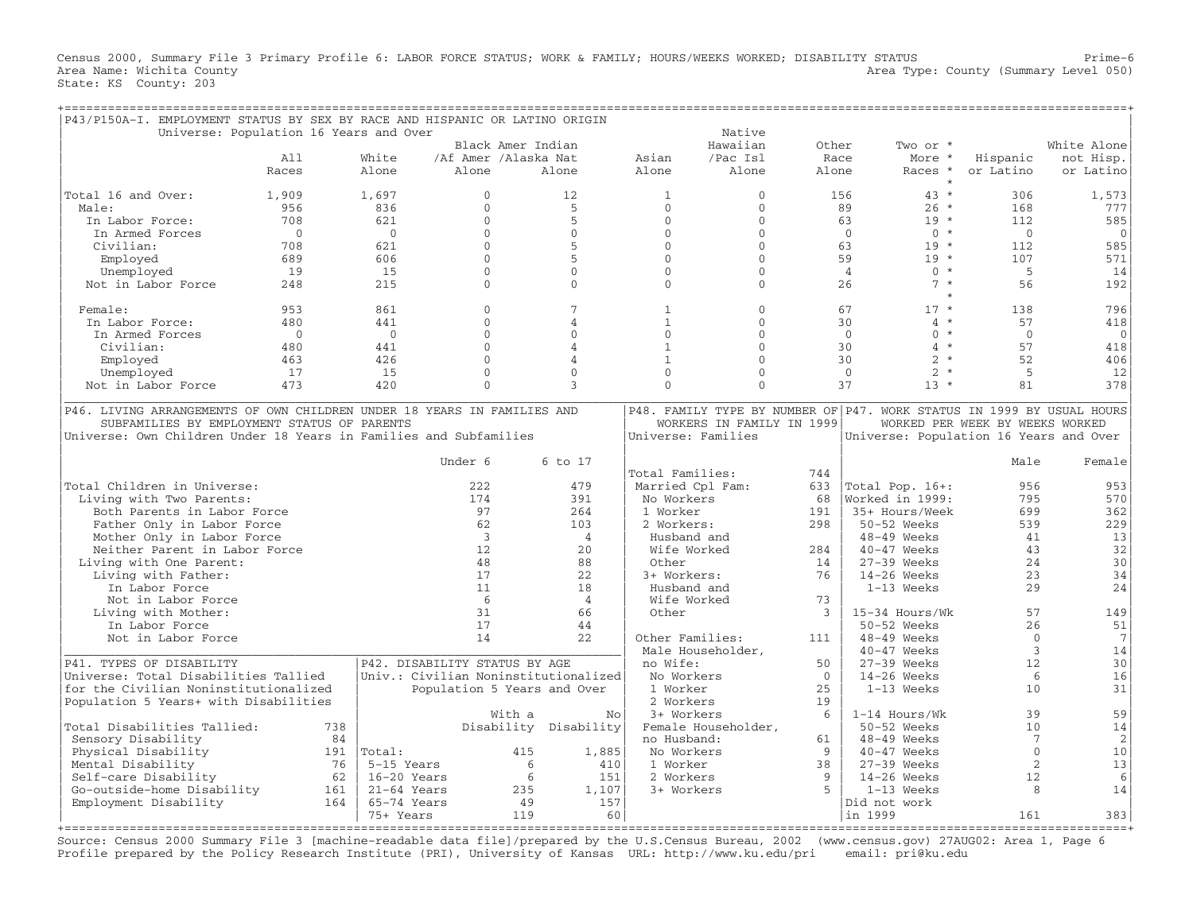Census 2000, Summary File 3 Primary Profile 6: LABOR FORCE STATUS; WORK & FAMILY; HOURS/WEEKS WORKED; DISABILITY STATUS
Area Name: Wichita County
State: KS County: 203

Prime-6
Area Type: County (Summary Level 050)

## P43/P150A-I. EMPLOYMENT STATUS BY SEX BY RACE AND HISPANIC OR LATINO ORIGIN

Universe: Population 16 Years and Over

| | All Races | White Alone | Black /Af Amer Alone | Amer Indian /Alaska Nat Alone | Asian Alone | Native Hawaiian /Pac Isl Alone | Other Race Alone | Two or More Races * | Hispanic or Latino | White Alone not Hisp. or Latino |
|---|---|---|---|---|---|---|---|---|---|---|
| Total 16 and Over: | 1,909 | 1,697 | 0 | 12 | 1 | 0 | 156 | 43 * | 306 | 1,573 |
| Male: | 956 | 836 | 0 | 5 | 0 | 0 | 89 | 26 * | 168 | 777 |
| In Labor Force: | 708 | 621 | 0 | 5 | 0 | 0 | 63 | 19 * | 112 | 585 |
| In Armed Forces | 0 | 0 | 0 | 0 | 0 | 0 | 0 | 0 * | 0 | 0 |
| Civilian: | 708 | 621 | 0 | 5 | 0 | 0 | 63 | 19 * | 112 | 585 |
| Employed | 689 | 606 | 0 | 5 | 0 | 0 | 59 | 19 * | 107 | 571 |
| Unemployed | 19 | 15 | 0 | 0 | 0 | 0 | 4 | 0 * | 5 | 14 |
| Not in Labor Force | 248 | 215 | 0 | 0 | 0 | 0 | 26 | 7 * | 56 | 192 |
| Female: | 953 | 861 | 0 | 7 | 1 | 0 | 67 | 17 * | 138 | 796 |
| In Labor Force: | 480 | 441 | 0 | 4 | 1 | 0 | 30 | 4 * | 57 | 418 |
| In Armed Forces | 0 | 0 | 0 | 0 | 0 | 0 | 0 | 0 * | 0 | 0 |
| Civilian: | 480 | 441 | 0 | 4 | 1 | 0 | 30 | 4 * | 57 | 418 |
| Employed | 463 | 426 | 0 | 4 | 1 | 0 | 30 | 2 * | 52 | 406 |
| Unemployed | 17 | 15 | 0 | 0 | 0 | 0 | 0 | 2 * | 5 | 12 |
| Not in Labor Force | 473 | 420 | 0 | 3 | 0 | 0 | 37 | 13 * | 81 | 378 |

## P46. LIVING ARRANGEMENTS OF OWN CHILDREN UNDER 18 YEARS IN FAMILIES AND SUBFAMILIES BY EMPLOYMENT STATUS OF PARENTS

Universe: Own Children Under 18 Years in Families and Subfamilies

| | Under 6 | 6 to 17 |
|---|---|---|
| Total Children in Universe: | 222 | 479 |
| Living with Two Parents: | 174 | 391 |
| Both Parents in Labor Force | 97 | 264 |
| Father Only in Labor Force | 62 | 103 |
| Mother Only in Labor Force | 3 | 4 |
| Neither Parent in Labor Force | 12 | 20 |
| Living with One Parent: | 48 | 88 |
| Living with Father: | 17 | 22 |
| In Labor Force | 11 | 18 |
| Not in Labor Force | 6 | 4 |
| Living with Mother: | 31 | 66 |
| In Labor Force | 17 | 44 |
| Not in Labor Force | 14 | 22 |

## P48. FAMILY TYPE BY NUMBER OF WORKERS IN FAMILY IN 1999

Universe: Families

| | |
|---|---|
| Total Families: | 744 |
| Married Cpl Fam: | 633 |
| No Workers | 68 |
| 1 Worker | 191 |
| 2 Workers: | 298 |
| Husband and Wife Worked | 284 |
| Other | 14 |
| 3+ Workers: | 76 |
| Husband and Wife Worked | 73 |
| Other | 3 |
| Other Families: | 111 |
| Male Householder, no Wife: | 50 |
| No Workers | 0 |
| 1 Worker | 25 |
| 2 Workers | 19 |
| 3+ Workers | 6 |
| Female Householder, no Husband: | 61 |
| No Workers | 9 |
| 1 Worker | 38 |
| 2 Workers | 9 |
| 3+ Workers | 5 |

## P47. WORK STATUS IN 1999 BY USUAL HOURS WORKED PER WEEK BY WEEKS WORKED

Universe: Population 16 Years and Over

| | Male | Female |
|---|---|---|
| Total Pop. 16+: | 956 | 953 |
| Worked in 1999: | 795 | 570 |
| 35+ Hours/Week | 699 | 362 |
| 50-52 Weeks | 539 | 229 |
| 48-49 Weeks | 41 | 13 |
| 40-47 Weeks | 43 | 32 |
| 27-39 Weeks | 24 | 30 |
| 14-26 Weeks | 23 | 34 |
| 1-13 Weeks | 29 | 24 |
| 15-34 Hours/Wk | 57 | 149 |
| 50-52 Weeks | 26 | 51 |
| 48-49 Weeks | 0 | 7 |
| 40-47 Weeks | 3 | 14 |
| 27-39 Weeks | 12 | 30 |
| 14-26 Weeks | 6 | 16 |
| 1-13 Weeks | 10 | 31 |
| 1-14 Hours/Wk | 39 | 59 |
| 50-52 Weeks | 10 | 14 |
| 48-49 Weeks | 7 | 2 |
| 40-47 Weeks | 0 | 10 |
| 27-39 Weeks | 2 | 13 |
| 14-26 Weeks | 12 | 6 |
| 1-13 Weeks | 8 | 14 |
| Did not work in 1999 | 161 | 383 |

## P41. TYPES OF DISABILITY

Universe: Total Disabilities Tallied for the Civilian Noninstitutionalized Population 5 Years+ with Disabilities

| | |
|---|---|
| Total Disabilities Tallied: | 738 |
| Sensory Disability | 84 |
| Physical Disability | 191 |
| Mental Disability | 76 |
| Self-care Disability | 62 |
| Go-outside-home Disability | 161 |
| Employment Disability | 164 |

## P42. DISABILITY STATUS BY AGE

Univ.: Civilian Noninstitutionalized Population 5 Years and Over

| | With a Disability | No Disability |
|---|---|---|
| Total: | 415 | 1,885 |
| 5-15 Years | 6 | 410 |
| 16-20 Years | 6 | 151 |
| 21-64 Years | 235 | 1,107 |
| 65-74 Years | 49 | 157 |
| 75+ Years | 119 | 60 |

Source: Census 2000 Summary File 3 [machine-readable data file]/prepared by the U.S.Census Bureau, 2002 (www.census.gov) 27AUG02: Area 1, Page 6
Profile prepared by the Policy Research Institute (PRI), University of Kansas URL: http://www.ku.edu/pri email: pri@ku.edu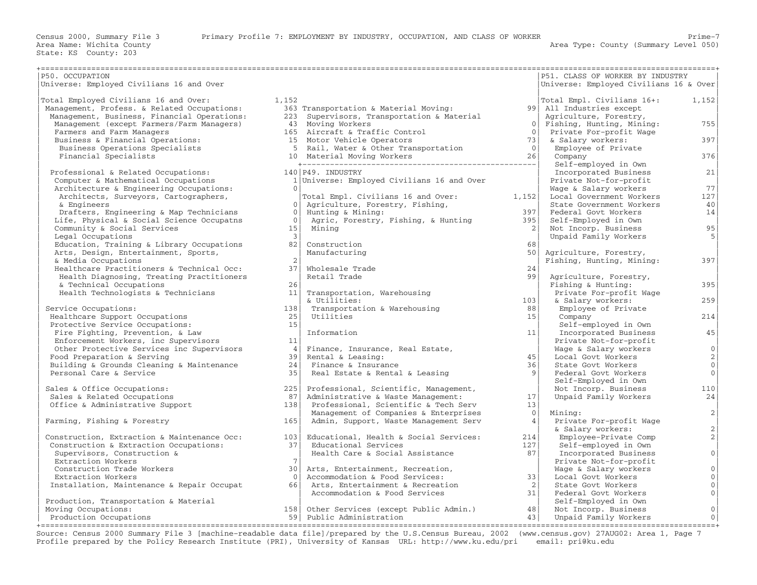Census 2000, Summary File 3 — Primary Profile 7: EMPLOYMENT BY INDUSTRY, OCCUPATION, AND CLASS OF WORKER

Area Name: Wichita County
State: KS County: 203
Area Type: County (Summary Level 050)

## P50. OCCUPATION

Universe: Employed Civilians 16 and Over

| Occupation | Count |
|---|---|
| Total Employed Civilians 16 and Over: | 1,152 |
| Management, Profess. & Related Occupations: | 363 |
| Management, Business, Financial Operations: | 223 |
| Management (except Farmers/Farm Managers) | 43 |
| Farmers and Farm Managers | 165 |
| Business & Financial Operations: | 15 |
| Business Operations Specialists | 5 |
| Financial Specialists | 10 |
| Professional & Related Occupations: | 140 |
| Computer & Mathematical Occupations | 1 |
| Architecture & Engineering Occupations: | 0 |
| Architects, Surveyors, Cartographers, & Engineers | 0 |
| Drafters, Engineering & Map Technicians | 0 |
| Life, Physical & Social Science Occupatns | 0 |
| Community & Social Services | 15 |
| Legal Occupations | 3 |
| Education, Training & Library Occupations | 82 |
| Arts, Design, Entertainment, Sports, & Media Occupations | 2 |
| Healthcare Practitioners & Technical Occ: | 37 |
| Health Diagnosing, Treating Practitioners & Technical Occupations | 26 |
| Health Technologists & Technicians | 11 |
| Service Occupations: | 138 |
| Healthcare Support Occupations | 25 |
| Protective Service Occupations: | 15 |
| Fire Fighting, Prevention, & Law Enforcement Workers, inc Supervisors | 11 |
| Other Protective Services inc Supervisors | 4 |
| Food Preparation & Serving | 39 |
| Building & Grounds Cleaning & Maintenance | 24 |
| Personal Care & Service | 35 |
| Sales & Office Occupations: | 225 |
| Sales & Related Occupations | 87 |
| Office & Administrative Support | 138 |
| Farming, Fishing & Forestry | 165 |
| Construction, Extraction & Maintenance Occ: | 103 |
| Construction & Extraction Occupations: | 37 |
| Supervisors, Construction & Extraction Workers | 7 |
| Construction Trade Workers | 30 |
| Extraction Workers | 0 |
| Installation, Maintenance & Repair Occupat | 66 |
| Production, Transportation & Material Moving Occupations: | 158 |
| Production Occupations | 59 |
| Transportation & Material Moving: | 99 |
| Supervisors, Transportation & Material Moving Workers | 0 |
| Aircraft & Traffic Control | 0 |
| Motor Vehicle Operators | 73 |
| Rail, Water & Other Transportation | 0 |
| Material Moving Workers | 26 |

## P49. INDUSTRY

Universe: Employed Civilians 16 and Over

| Industry | Count |
|---|---|
| Total Empl. Civilians 16 and Over: | 1,152 |
| Agriculture, Forestry, Fishing, Hunting & Mining: | 397 |
| Agric, Forestry, Fishing, & Hunting | 395 |
| Mining | 2 |
| Construction | 68 |
| Manufacturing | 50 |
| Wholesale Trade | 24 |
| Retail Trade | 99 |
| Transportation, Warehousing & Utilities: | 103 |
| Transportation & Warehousing | 88 |
| Utilities | 15 |
| Information | 11 |
| Finance, Insurance, Real Estate, Rental & Leasing: | 45 |
| Finance & Insurance | 36 |
| Real Estate & Rental & Leasing | 9 |
| Professional, Scientific, Management, Administrative & Waste Management: | 17 |
| Professional, Scientific & Tech Serv | 13 |
| Management of Companies & Enterprises | 0 |
| Admin, Support, Waste Management Serv | 4 |
| Educational, Health & Social Services: | 214 |
| Educational Services | 127 |
| Health Care & Social Assistance | 87 |
| Arts, Entertainment, Recreation, Accommodation & Food Services: | 33 |
| Arts, Entertainment & Recreation | 2 |
| Accommodation & Food Services | 31 |
| Other Services (except Public Admin.) | 48 |
| Public Administration | 43 |

## P51. CLASS OF WORKER BY INDUSTRY

Universe: Employed Civilians 16 & Over

| Class of Worker | Count |
|---|---|
| Total Empl. Civilians 16+: | 1,152 |
| All Industries except Agriculture, Forestry, Fishing, Hunting, Mining: | 755 |
| Private For-profit Wage & Salary workers: | 397 |
| Employee of Private Company | 376 |
| Self-employed in Own Incorporated Business | 21 |
| Private Not-for-profit Wage & Salary workers | 77 |
| Local Government Workers | 127 |
| State Government Workers | 40 |
| Federal Govt Workers | 14 |
| Self-Employed in Own Not Incorp. Business | 95 |
| Unpaid Family Workers | 5 |
| Agriculture, Forestry, Fishing, Hunting, Mining: | 397 |
| Agriculture, Forestry, Fishing & Hunting: | 395 |
| Private For-profit Wage & Salary workers: | 259 |
| Employee of Private Company | 214 |
| Self-employed in Own Incorporated Business | 45 |
| Private Not-for-profit Wage & Salary workers | 0 |
| Local Govt Workers | 2 |
| State Govt Workers | 0 |
| Federal Govt Workers | 0 |
| Self-Employed in Own Not Incorp. Business | 110 |
| Unpaid Family Workers | 24 |
| Mining: | 2 |
| Private For-profit Wage & Salary workers: | 2 |
| Employee-Private Comp | 2 |
| Self-employed in Own Incorporated Business | 0 |
| Private Not-for-profit Wage & Salary workers | 0 |
| Local Govt Workers | 0 |
| State Govt Workers | 0 |
| Federal Govt Workers | 0 |
| Self-Employed in Own Not Incorp. Business | 0 |
| Unpaid Family Workers | 0 |

Source: Census 2000 Summary File 3 [machine-readable data file]/prepared by the U.S.Census Bureau, 2002 (www.census.gov) 27AUG02: Area 1, Page 7
Profile prepared by the Policy Research Institute (PRI), University of Kansas URL: http://www.ku.edu/pri email: pri@ku.edu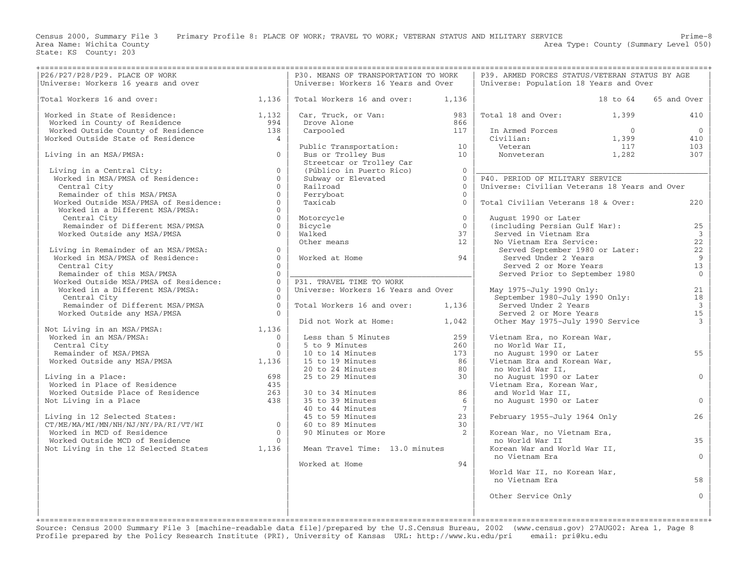Census 2000, Summary File 3 Primary Profile 8: PLACE OF WORK; TRAVEL TO WORK; VETERAN STATUS AND MILITARY SERVICE
Area Name: Wichita County
State: KS County: 203
Area Type: County (Summary Level 050)

## P26/P27/P28/P29. PLACE OF WORK

Universe: Workers 16 years and over

| Item | Value |
|---|---|
| Total Workers 16 and over: | 1,136 |
| Worked in State of Residence: | 1,132 |
| Worked in County of Residence | 994 |
| Worked Outside County of Residence | 138 |
| Worked Outside State of Residence | 4 |
| Living in an MSA/PMSA: | 0 |
| Living in a Central City: | 0 |
| Worked in MSA/PMSA of Residence: | 0 |
| Central City | 0 |
| Remainder of this MSA/PMSA | 0 |
| Worked Outside MSA/PMSA of Residence: | 0 |
| Worked in a Different MSA/PMSA: | 0 |
| Central City | 0 |
| Remainder of Different MSA/PMSA | 0 |
| Worked Outside any MSA/PMSA | 0 |
| Living in Remainder of an MSA/PMSA: | 0 |
| Worked in MSA/PMSA of Residence: | 0 |
| Central City | 0 |
| Remainder of this MSA/PMSA | 0 |
| Worked Outside MSA/PMSA of Residence: | 0 |
| Worked in a Different MSA/PMSA: | 0 |
| Central City | 0 |
| Remainder of Different MSA/PMSA | 0 |
| Worked Outside any MSA/PMSA | 0 |
| Not Living in an MSA/PMSA: | 1,136 |
| Worked in an MSA/PMSA: | 0 |
| Central City | 0 |
| Remainder of MSA/PMSA | 0 |
| Worked Outside any MSA/PMSA | 1,136 |
| Living in a Place: | 698 |
| Worked in Place of Residence | 435 |
| Worked Outside Place of Residence | 263 |
| Not Living in a Place | 438 |
| Living in 12 Selected States: CT/ME/MA/MI/MN/NH/NJ/NY/PA/RI/VT/WI | 0 |
| Worked in MCD of Residence | 0 |
| Worked Outside MCD of Residence | 0 |
| Not Living in the 12 Selected States | 1,136 |

## P30. MEANS OF TRANSPORTATION TO WORK

Universe: Workers 16 Years and Over

| Item | Value |
|---|---|
| Total Workers 16 and over: | 1,136 |
| Car, Truck, or Van: | 983 |
| Drove Alone | 866 |
| Carpooled | 117 |
| Public Transportation: | 10 |
| Bus or Trolley Bus | 10 |
| Streetcar or Trolley Car (Público in Puerto Rico) | 0 |
| Subway or Elevated | 0 |
| Railroad | 0 |
| Ferryboat | 0 |
| Taxicab | 0 |
| Motorcycle | 0 |
| Bicycle | 0 |
| Walked | 37 |
| Other means | 12 |
| Worked at Home | 94 |

## P31. TRAVEL TIME TO WORK

Universe: Workers 16 Years and Over

| Item | Value |
|---|---|
| Total Workers 16 and over: | 1,136 |
| Did not Work at Home: | 1,042 |
| Less than 5 Minutes | 259 |
| 5 to 9 Minutes | 260 |
| 10 to 14 Minutes | 173 |
| 15 to 19 Minutes | 86 |
| 20 to 24 Minutes | 80 |
| 25 to 29 Minutes | 30 |
| 30 to 34 Minutes | 86 |
| 35 to 39 Minutes | 6 |
| 40 to 44 Minutes | 7 |
| 45 to 59 Minutes | 23 |
| 60 to 89 Minutes | 30 |
| 90 Minutes or More | 2 |
| Mean Travel Time: 13.0 minutes | |
| Worked at Home | 94 |

## P39. ARMED FORCES STATUS/VETERAN STATUS BY AGE

Universe: Population 18 Years and Over

| | 18 to 64 | 65 and Over |
|---|---|---|
| Total 18 and Over: | 1,399 | 410 |
| In Armed Forces | 0 | 0 |
| Civilian: | 1,399 | 410 |
| Veteran | 117 | 103 |
| Nonveteran | 1,282 | 307 |

## P40. PERIOD OF MILITARY SERVICE

Universe: Civilian Veterans 18 Years and Over

| Item | Value |
|---|---|
| Total Civilian Veterans 18 & Over: | 220 |
| August 1990 or Later (including Persian Gulf War): | 25 |
| Served in Vietnam Era | 3 |
| No Vietnam Era Service: | 22 |
| Served September 1980 or Later: | 22 |
| Served Under 2 Years | 9 |
| Served 2 or More Years | 13 |
| Served Prior to September 1980 | 0 |
| May 1975-July 1990 Only: | 21 |
| September 1980-July 1990 Only: | 18 |
| Served Under 2 Years | 3 |
| Served 2 or More Years | 15 |
| Other May 1975-July 1990 Service | 3 |
| Vietnam Era, no Korean War, no World War II, no August 1990 or Later | 55 |
| Vietnam Era and Korean War, no World War II, no August 1990 or Later | 0 |
| Vietnam Era, Korean War, and World War II, no August 1990 or Later | 0 |
| February 1955-July 1964 Only | 26 |
| Korean War, no Vietnam Era, no World War II | 35 |
| Korean War and World War II, no Vietnam Era | 0 |
| World War II, no Korean War, no Vietnam Era | 58 |
| Other Service Only | 0 |

Source: Census 2000 Summary File 3 [machine-readable data file]/prepared by the U.S.Census Bureau, 2002 (www.census.gov) 27AUG02: Area 1, Page 8
Profile prepared by the Policy Research Institute (PRI), University of Kansas URL: http://www.ku.edu/pri email: pri@ku.edu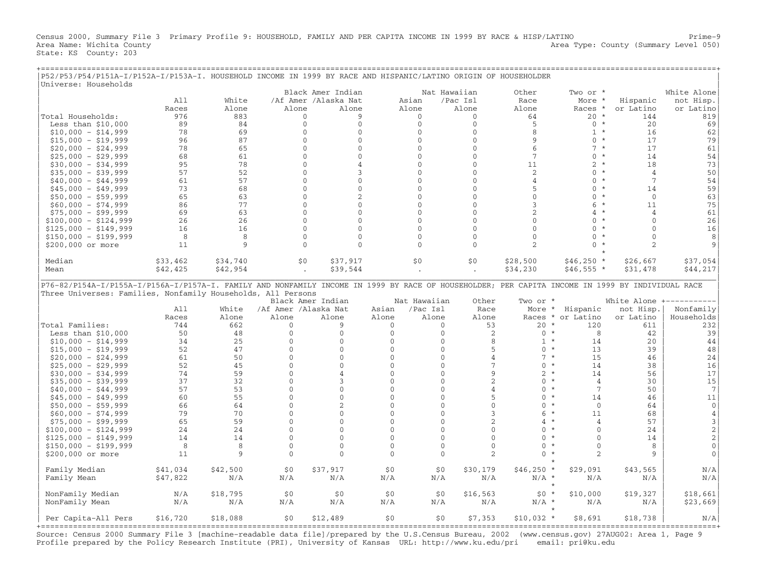Census 2000, Summary File 3 Primary Profile 9: HOUSEHOLD, FAMILY AND PER CAPITA INCOME IN 1999 BY RACE & HISP/LATINO Prime-9
Area Name: Wichita County Area Type: County (Summary Level 050)
State: KS County: 203

## P52/P53/P54/P151A-I/P152A-I/P153A-I. HOUSEHOLD INCOME IN 1999 BY RACE AND HISPANIC/LATINO ORIGIN OF HOUSEHOLDER

Universe: Households

| | All Races | White Alone | Black /Af Amer Alone | Amer Indian /Alaska Nat Alone | Asian Alone | Nat Hawaiian /Pac Isl Alone | Other Race Alone | Two or More Races * | Hispanic or Latino | White Alone not Hisp. or Latino |
|---|---|---|---|---|---|---|---|---|---|---|
| Total Households: | 976 | 883 | 0 | 9 | 0 | 0 | 64 | 20 * | 144 | 819 |
| Less than $10,000 | 89 | 84 | 0 | 0 | 0 | 0 | 5 | 0 * | 20 | 69 |
| $10,000 - $14,999 | 78 | 69 | 0 | 0 | 0 | 0 | 8 | 1 * | 16 | 62 |
| $15,000 - $19,999 | 96 | 87 | 0 | 0 | 0 | 0 | 9 | 0 * | 17 | 79 |
| $20,000 - $24,999 | 78 | 65 | 0 | 0 | 0 | 0 | 6 | 7 * | 17 | 61 |
| $25,000 - $29,999 | 68 | 61 | 0 | 0 | 0 | 0 | 7 | 0 * | 14 | 54 |
| $30,000 - $34,999 | 95 | 78 | 0 | 4 | 0 | 0 | 11 | 2 * | 18 | 73 |
| $35,000 - $39,999 | 57 | 52 | 0 | 3 | 0 | 0 | 2 | 0 * | 4 | 50 |
| $40,000 - $44,999 | 61 | 57 | 0 | 0 | 0 | 0 | 4 | 0 * | 7 | 54 |
| $45,000 - $49,999 | 73 | 68 | 0 | 0 | 0 | 0 | 5 | 0 * | 14 | 59 |
| $50,000 - $59,999 | 65 | 63 | 0 | 2 | 0 | 0 | 0 | 0 * | 0 | 63 |
| $60,000 - $74,999 | 86 | 77 | 0 | 0 | 0 | 0 | 3 | 6 * | 11 | 75 |
| $75,000 - $99,999 | 69 | 63 | 0 | 0 | 0 | 0 | 2 | 4 * | 4 | 61 |
| $100,000 - $124,999 | 26 | 26 | 0 | 0 | 0 | 0 | 0 | 0 * | 0 | 26 |
| $125,000 - $149,999 | 16 | 16 | 0 | 0 | 0 | 0 | 0 | 0 * | 0 | 16 |
| $150,000 - $199,999 | 8 | 8 | 0 | 0 | 0 | 0 | 0 | 0 * | 0 | 8 |
| $200,000 or more | 11 | 9 | 0 | 0 | 0 | 0 | 2 | 0 * | 2 | 9 |
| Median | $33,462 | $34,740 | $0 | $37,917 | $0 | $0 | $28,500 | $46,250 * | $26,667 | $37,054 |
| Mean | $42,425 | $42,954 | . | $39,544 | . | . | $34,230 | $46,555 * | $31,478 | $44,217 |

## P76-82/P154A-I/P155A-I/P156A-I/P157A-I. FAMILY AND NONFAMILY INCOME IN 1999 BY RACE OF HOUSEHOLDER; PER CAPITA INCOME IN 1999 BY INDIVIDUAL RACE

Three Universes: Families, Nonfamily Households, All Persons

| | All Races | White Alone | Black /Af Amer Alone | Amer Indian /Alaska Nat Alone | Asian Alone | Nat Hawaiian /Pac Isl Alone | Other Race Alone | Two or More Races * | Hispanic or Latino | White Alone not Hisp. or Latino | Nonfamily Households |
|---|---|---|---|---|---|---|---|---|---|---|---|
| Total Families: | 744 | 662 | 0 | 9 | 0 | 0 | 53 | 20 * | 120 | 611 | 232 |
| Less than $10,000 | 50 | 48 | 0 | 0 | 0 | 0 | 2 | 0 * | 8 | 42 | 39 |
| $10,000 - $14,999 | 34 | 25 | 0 | 0 | 0 | 0 | 8 | 1 * | 14 | 20 | 44 |
| $15,000 - $19,999 | 52 | 47 | 0 | 0 | 0 | 0 | 5 | 0 * | 13 | 39 | 48 |
| $20,000 - $24,999 | 61 | 50 | 0 | 0 | 0 | 0 | 4 | 7 * | 15 | 46 | 24 |
| $25,000 - $29,999 | 52 | 45 | 0 | 0 | 0 | 0 | 7 | 0 * | 14 | 38 | 16 |
| $30,000 - $34,999 | 74 | 59 | 0 | 4 | 0 | 0 | 9 | 2 * | 14 | 56 | 17 |
| $35,000 - $39,999 | 37 | 32 | 0 | 3 | 0 | 0 | 2 | 0 * | 4 | 30 | 15 |
| $40,000 - $44,999 | 57 | 53 | 0 | 0 | 0 | 0 | 4 | 0 * | 7 | 50 | 7 |
| $45,000 - $49,999 | 60 | 55 | 0 | 0 | 0 | 0 | 5 | 0 * | 14 | 46 | 11 |
| $50,000 - $59,999 | 66 | 64 | 0 | 2 | 0 | 0 | 0 | 0 * | 0 | 64 | 0 |
| $60,000 - $74,999 | 79 | 70 | 0 | 0 | 0 | 0 | 3 | 6 * | 11 | 68 | 4 |
| $75,000 - $99,999 | 65 | 59 | 0 | 0 | 0 | 0 | 2 | 4 * | 4 | 57 | 3 |
| $100,000 - $124,999 | 24 | 24 | 0 | 0 | 0 | 0 | 0 | 0 * | 0 | 24 | 2 |
| $125,000 - $149,999 | 14 | 14 | 0 | 0 | 0 | 0 | 0 | 0 * | 0 | 14 | 2 |
| $150,000 - $199,999 | 8 | 8 | 0 | 0 | 0 | 0 | 0 | 0 * | 0 | 8 | 0 |
| $200,000 or more | 11 | 9 | 0 | 0 | 0 | 0 | 2 | 0 * | 2 | 9 | 0 |
| Family Median | $41,034 | $42,500 | $0 | $37,917 | $0 | $0 | $30,179 | $46,250 * | $29,091 | $43,565 | N/A |
| Family Mean | $47,822 | N/A | N/A | N/A | N/A | N/A | N/A | N/A * | N/A | N/A | N/A |
| NonFamily Median | N/A | $18,795 | $0 | $0 | $0 | $0 | $16,563 | $0 * | $10,000 | $19,327 | $18,661 |
| NonFamily Mean | N/A | N/A | N/A | N/A | N/A | N/A | N/A | N/A * | N/A | N/A | $23,669 |
| Per Capita-All Pers | $16,720 | $18,088 | $0 | $12,489 | $0 | $0 | $7,353 | $10,032 * | $8,691 | $18,738 | N/A |

Source: Census 2000 Summary File 3 [machine-readable data file]/prepared by the U.S.Census Bureau, 2002 (www.census.gov) 27AUG02: Area 1, Page 9
Profile prepared by the Policy Research Institute (PRI), University of Kansas URL: http://www.ku.edu/pri email: pri@ku.edu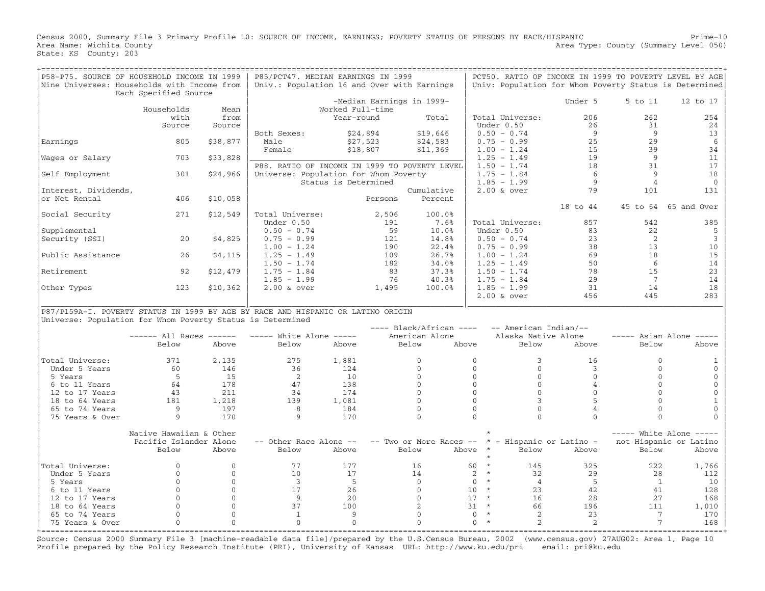Census 2000, Summary File 3 Primary Profile 10: SOURCE OF INCOME, EARNINGS; POVERTY STATUS OF PERSONS BY RACE/HISPANIC
Area Name: Wichita County
State: KS County: 203
Area Type: County (Summary Level 050)

## P58-P75. SOURCE OF HOUSEHOLD INCOME IN 1999

Nine Universes: Households with Income from Each Specified Source

| | Households with Source | Mean from Source |
|---|---|---|
| Earnings | 805 | $38,877 |
| Wages or Salary | 703 | $33,828 |
| Self Employment | 301 | $24,966 |
| Interest, Dividends, or Net Rental | 406 | $10,058 |
| Social Security | 271 | $12,549 |
| Supplemental Security (SSI) | 20 | $4,825 |
| Public Assistance | 26 | $4,115 |
| Retirement | 92 | $12,479 |
| Other Types | 123 | $10,362 |

## P85/PCT47. MEDIAN EARNINGS IN 1999

Univ.: Population 16 and Over with Earnings

| | -Median Earnings in 1999- Worked Full-time Year-round | Total |
|---|---|---|
| Both Sexes: | $24,894 | $19,646 |
| Male | $27,523 | $24,583 |
| Female | $18,807 | $11,369 |

## P88. RATIO OF INCOME IN 1999 TO POVERTY LEVEL

Universe: Population for Whom Poverty Status is Determined

| | Persons | Cumulative Percent |
|---|---|---|
| Total Universe: | 2,506 | 100.0% |
| Under 0.50 | 191 | 7.6% |
| 0.50 - 0.74 | 59 | 10.0% |
| 0.75 - 0.99 | 121 | 14.8% |
| 1.00 - 1.24 | 190 | 22.4% |
| 1.25 - 1.49 | 109 | 26.7% |
| 1.50 - 1.74 | 182 | 34.0% |
| 1.75 - 1.84 | 83 | 37.3% |
| 1.85 - 1.99 | 76 | 40.3% |
| 2.00 & over | 1,495 | 100.0% |

## PCT50. RATIO OF INCOME IN 1999 TO POVERTY LEVEL BY AGE

Univ: Population for Whom Poverty Status is Determined

| | Under 5 | 5 to 11 | 12 to 17 |
|---|---|---|---|
| Total Universe: | 206 | 262 | 254 |
| Under 0.50 | 26 | 31 | 24 |
| 0.50 - 0.74 | 9 | 9 | 13 |
| 0.75 - 0.99 | 25 | 29 | 6 |
| 1.00 - 1.24 | 15 | 39 | 34 |
| 1.25 - 1.49 | 19 | 9 | 11 |
| 1.50 - 1.74 | 18 | 31 | 17 |
| 1.75 - 1.84 | 6 | 9 | 18 |
| 1.85 - 1.99 | 9 | 4 | 0 |
| 2.00 & over | 79 | 101 | 131 |

| | 18 to 44 | 45 to 64 | 65 and Over |
|---|---|---|---|
| Total Universe: | 857 | 542 | 385 |
| Under 0.50 | 83 | 22 | 5 |
| 0.50 - 0.74 | 23 | 2 | 3 |
| 0.75 - 0.99 | 38 | 13 | 10 |
| 1.00 - 1.24 | 69 | 18 | 15 |
| 1.25 - 1.49 | 50 | 6 | 14 |
| 1.50 - 1.74 | 78 | 15 | 23 |
| 1.75 - 1.84 | 29 | 7 | 14 |
| 1.85 - 1.99 | 31 | 14 | 18 |
| 2.00 & over | 456 | 445 | 283 |

## P87/P159A-I. POVERTY STATUS IN 1999 BY AGE BY RACE AND HISPANIC OR LATINO ORIGIN

Universe: Population for Whom Poverty Status is Determined

| | All Races | | White Alone | | Black/African American Alone | | American Indian/Alaska Native Alone | | Asian Alone | |
|---|---|---|---|---|---|---|---|---|---|---|
| | Below | Above | Below | Above | Below | Above | Below | Above | Below | Above |
| Total Universe: | 371 | 2,135 | 275 | 1,881 | 0 | 0 | 3 | 16 | 0 | 1 |
| Under 5 Years | 60 | 146 | 36 | 124 | 0 | 0 | 0 | 3 | 0 | 0 |
| 5 Years | 5 | 15 | 2 | 10 | 0 | 0 | 0 | 0 | 0 | 0 |
| 6 to 11 Years | 64 | 178 | 47 | 138 | 0 | 0 | 0 | 4 | 0 | 0 |
| 12 to 17 Years | 43 | 211 | 34 | 174 | 0 | 0 | 0 | 0 | 0 | 0 |
| 18 to 64 Years | 181 | 1,218 | 139 | 1,081 | 0 | 0 | 3 | 5 | 0 | 1 |
| 65 to 74 Years | 9 | 197 | 8 | 184 | 0 | 0 | 0 | 4 | 0 | 0 |
| 75 Years & Over | 9 | 170 | 9 | 170 | 0 | 0 | 0 | 0 | 0 | 0 |

| | Native Hawaiian & Other Pacific Islander Alone | | Other Race Alone | | Two or More Races | | Hispanic or Latino | | White Alone not Hispanic or Latino | |
|---|---|---|---|---|---|---|---|---|---|---|
| | Below | Above | Below | Above | Below | Above | Below | Above | Below | Above |
| Total Universe: | 0 | 0 | 77 | 177 | 16 | 60 | 145 | 325 | 222 | 1,766 |
| Under 5 Years | 0 | 0 | 10 | 17 | 14 | 2 | 32 | 29 | 28 | 112 |
| 5 Years | 0 | 0 | 3 | 5 | 0 | 0 | 4 | 5 | 1 | 10 |
| 6 to 11 Years | 0 | 0 | 17 | 26 | 0 | 10 | 23 | 42 | 41 | 128 |
| 12 to 17 Years | 0 | 0 | 9 | 20 | 0 | 17 | 16 | 28 | 27 | 168 |
| 18 to 64 Years | 0 | 0 | 37 | 100 | 2 | 31 | 66 | 196 | 111 | 1,010 |
| 65 to 74 Years | 0 | 0 | 1 | 9 | 0 | 0 | 2 | 23 | 7 | 170 |
| 75 Years & Over | 0 | 0 | 0 | 0 | 0 | 0 | 2 | 2 | 7 | 168 |

Source: Census 2000 Summary File 3 [machine-readable data file]/prepared by the U.S.Census Bureau, 2002 (www.census.gov) 27AUG02: Area 1, Page 10
Profile prepared by the Policy Research Institute (PRI), University of Kansas URL: http://www.ku.edu/pri email: pri@ku.edu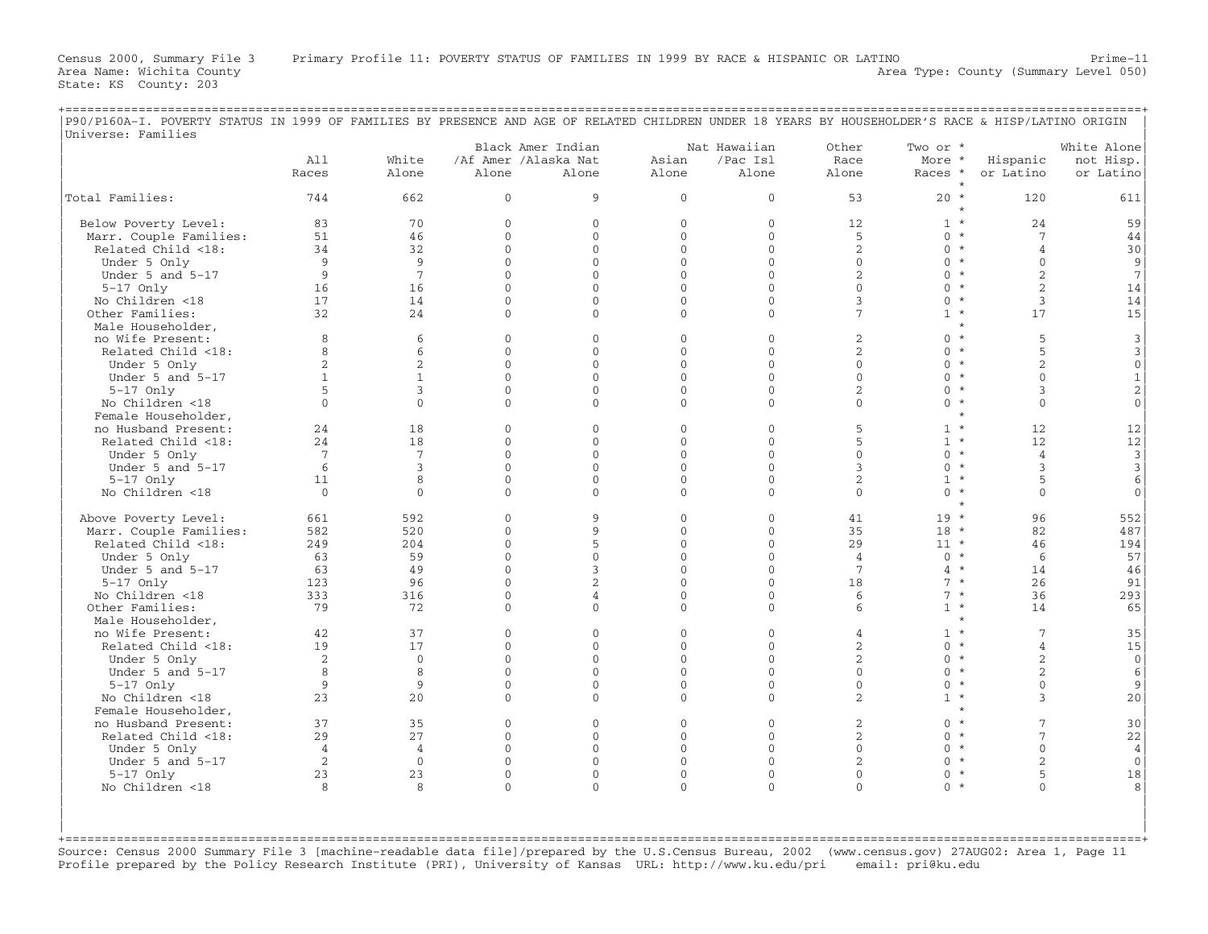Census 2000, Summary File 3 Primary Profile 11: POVERTY STATUS OF FAMILIES IN 1999 BY RACE & HISPANIC OR LATINO Prime-11
Area Name: Wichita County Area Type: County (Summary Level 050)
State: KS County: 203

P90/P160A-I. POVERTY STATUS IN 1999 OF FAMILIES BY PRESENCE AND AGE OF RELATED CHILDREN UNDER 18 YEARS BY HOUSEHOLDER'S RACE & HISP/LATINO ORIGIN
Universe: Families

| | All Races | White Alone | Black /Af Amer Alone | Amer Indian /Alaska Nat Alone | Asian Alone | Nat Hawaiian /Pac Isl Alone | Other Race Alone | Two or More Races | Hispanic or Latino | White Alone not Hisp. or Latino |
|---|---|---|---|---|---|---|---|---|---|---|
| Total Families: | 744 | 662 | 0 | 9 | 0 | 0 | 53 | 20 | 120 | 611 |
| Below Poverty Level: | 83 | 70 | 0 | 0 | 0 | 0 | 12 | 1 | 24 | 59 |
| Marr. Couple Families: | 51 | 46 | 0 | 0 | 0 | 0 | 5 | 0 | 7 | 44 |
| Related Child <18: | 34 | 32 | 0 | 0 | 0 | 0 | 2 | 0 | 4 | 30 |
| Under 5 Only | 9 | 9 | 0 | 0 | 0 | 0 | 0 | 0 | 0 | 9 |
| Under 5 and 5-17 | 9 | 7 | 0 | 0 | 0 | 0 | 2 | 0 | 2 | 7 |
| 5-17 Only | 16 | 16 | 0 | 0 | 0 | 0 | 0 | 0 | 2 | 14 |
| No Children <18 | 17 | 14 | 0 | 0 | 0 | 0 | 3 | 0 | 3 | 14 |
| Other Families: | 32 | 24 | 0 | 0 | 0 | 0 | 7 | 1 | 17 | 15 |
| Male Householder, no Wife Present: | 8 | 6 | 0 | 0 | 0 | 0 | 2 | 0 | 5 | 3 |
| Related Child <18: | 8 | 6 | 0 | 0 | 0 | 0 | 2 | 0 | 5 | 3 |
| Under 5 Only | 2 | 2 | 0 | 0 | 0 | 0 | 0 | 0 | 2 | 0 |
| Under 5 and 5-17 | 1 | 1 | 0 | 0 | 0 | 0 | 0 | 0 | 0 | 1 |
| 5-17 Only | 5 | 3 | 0 | 0 | 0 | 0 | 2 | 0 | 3 | 2 |
| No Children <18 | 0 | 0 | 0 | 0 | 0 | 0 | 0 | 0 | 0 | 0 |
| Female Householder, no Husband Present: | 24 | 18 | 0 | 0 | 0 | 0 | 5 | 1 | 12 | 12 |
| Related Child <18: | 24 | 18 | 0 | 0 | 0 | 0 | 5 | 1 | 12 | 12 |
| Under 5 Only | 7 | 7 | 0 | 0 | 0 | 0 | 0 | 0 | 4 | 3 |
| Under 5 and 5-17 | 6 | 3 | 0 | 0 | 0 | 0 | 3 | 0 | 3 | 3 |
| 5-17 Only | 11 | 8 | 0 | 0 | 0 | 0 | 2 | 1 | 5 | 6 |
| No Children <18 | 0 | 0 | 0 | 0 | 0 | 0 | 0 | 0 | 0 | 0 |
| Above Poverty Level: | 661 | 592 | 0 | 9 | 0 | 0 | 41 | 19 | 96 | 552 |
| Marr. Couple Families: | 582 | 520 | 0 | 9 | 0 | 0 | 35 | 18 | 82 | 487 |
| Related Child <18: | 249 | 204 | 0 | 5 | 0 | 0 | 29 | 11 | 46 | 194 |
| Under 5 Only | 63 | 59 | 0 | 0 | 0 | 0 | 4 | 0 | 6 | 57 |
| Under 5 and 5-17 | 63 | 49 | 0 | 3 | 0 | 0 | 7 | 4 | 14 | 46 |
| 5-17 Only | 123 | 96 | 0 | 2 | 0 | 0 | 18 | 7 | 26 | 91 |
| No Children <18 | 333 | 316 | 0 | 4 | 0 | 0 | 6 | 7 | 36 | 293 |
| Other Families: | 79 | 72 | 0 | 0 | 0 | 0 | 6 | 1 | 14 | 65 |
| Male Householder, no Wife Present: | 42 | 37 | 0 | 0 | 0 | 0 | 4 | 1 | 7 | 35 |
| Related Child <18: | 19 | 17 | 0 | 0 | 0 | 0 | 2 | 0 | 4 | 15 |
| Under 5 Only | 2 | 0 | 0 | 0 | 0 | 0 | 2 | 0 | 2 | 0 |
| Under 5 and 5-17 | 8 | 8 | 0 | 0 | 0 | 0 | 0 | 0 | 2 | 6 |
| 5-17 Only | 9 | 9 | 0 | 0 | 0 | 0 | 0 | 0 | 0 | 9 |
| No Children <18 | 23 | 20 | 0 | 0 | 0 | 0 | 2 | 1 | 3 | 20 |
| Female Householder, no Husband Present: | 37 | 35 | 0 | 0 | 0 | 0 | 2 | 0 | 7 | 30 |
| Related Child <18: | 29 | 27 | 0 | 0 | 0 | 0 | 2 | 0 | 7 | 22 |
| Under 5 Only | 4 | 4 | 0 | 0 | 0 | 0 | 0 | 0 | 0 | 4 |
| Under 5 and 5-17 | 2 | 0 | 0 | 0 | 0 | 0 | 2 | 0 | 2 | 0 |
| 5-17 Only | 23 | 23 | 0 | 0 | 0 | 0 | 0 | 0 | 5 | 18 |
| No Children <18 | 8 | 8 | 0 | 0 | 0 | 0 | 0 | 0 | 0 | 8 |

Source: Census 2000 Summary File 3 [machine-readable data file]/prepared by the U.S.Census Bureau, 2002 (www.census.gov) 27AUG02: Area 1, Page 11
Profile prepared by the Policy Research Institute (PRI), University of Kansas URL: http://www.ku.edu/pri email: pri@ku.edu